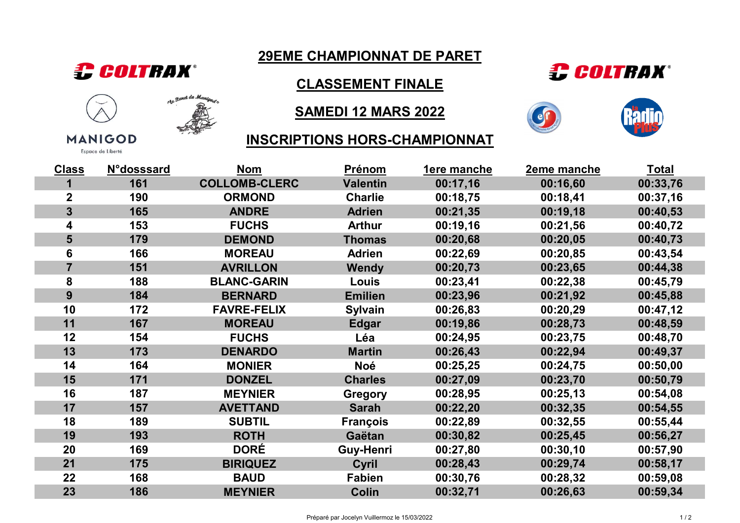# 29EME CHAMPIONNAT DE PARET

## CLASSEMENT FINALE

## SAMEDI 12 MARS 2022

## INSCRIPTIONS HORS-CHAMPIONNAT

| Class | N°dosssard | Nom | Prénom | 1ere manche | 2eme manche | Total |
|---|---|---|---|---|---|---|
| 1 | 161 | COLLOMB-CLERC | Valentin | 00:17,16 | 00:16,60 | 00:33,76 |
| 2 | 190 | ORMOND | Charlie | 00:18,75 | 00:18,41 | 00:37,16 |
| 3 | 165 | ANDRE | Adrien | 00:21,35 | 00:19,18 | 00:40,53 |
| 4 | 153 | FUCHS | Arthur | 00:19,16 | 00:21,56 | 00:40,72 |
| 5 | 179 | DEMOND | Thomas | 00:20,68 | 00:20,05 | 00:40,73 |
| 6 | 166 | MOREAU | Adrien | 00:22,69 | 00:20,85 | 00:43,54 |
| 7 | 151 | AVRILLON | Wendy | 00:20,73 | 00:23,65 | 00:44,38 |
| 8 | 188 | BLANC-GARIN | Louis | 00:23,41 | 00:22,38 | 00:45,79 |
| 9 | 184 | BERNARD | Emilien | 00:23,96 | 00:21,92 | 00:45,88 |
| 10 | 172 | FAVRE-FELIX | Sylvain | 00:26,83 | 00:20,29 | 00:47,12 |
| 11 | 167 | MOREAU | Edgar | 00:19,86 | 00:28,73 | 00:48,59 |
| 12 | 154 | FUCHS | Léa | 00:24,95 | 00:23,75 | 00:48,70 |
| 13 | 173 | DENARDO | Martin | 00:26,43 | 00:22,94 | 00:49,37 |
| 14 | 164 | MONIER | Noé | 00:25,25 | 00:24,75 | 00:50,00 |
| 15 | 171 | DONZEL | Charles | 00:27,09 | 00:23,70 | 00:50,79 |
| 16 | 187 | MEYNIER | Gregory | 00:28,95 | 00:25,13 | 00:54,08 |
| 17 | 157 | AVETTAND | Sarah | 00:22,20 | 00:32,35 | 00:54,55 |
| 18 | 189 | SUBTIL | François | 00:22,89 | 00:32,55 | 00:55,44 |
| 19 | 193 | ROTH | Gaëtan | 00:30,82 | 00:25,45 | 00:56,27 |
| 20 | 169 | DORÉ | Guy-Henri | 00:27,80 | 00:30,10 | 00:57,90 |
| 21 | 175 | BIRIQUEZ | Cyril | 00:28,43 | 00:29,74 | 00:58,17 |
| 22 | 168 | BAUD | Fabien | 00:30,76 | 00:28,32 | 00:59,08 |
| 23 | 186 | MEYNIER | Colin | 00:32,71 | 00:26,63 | 00:59,34 |

Préparé par Jocelyn Vuillermoz le 15/03/2022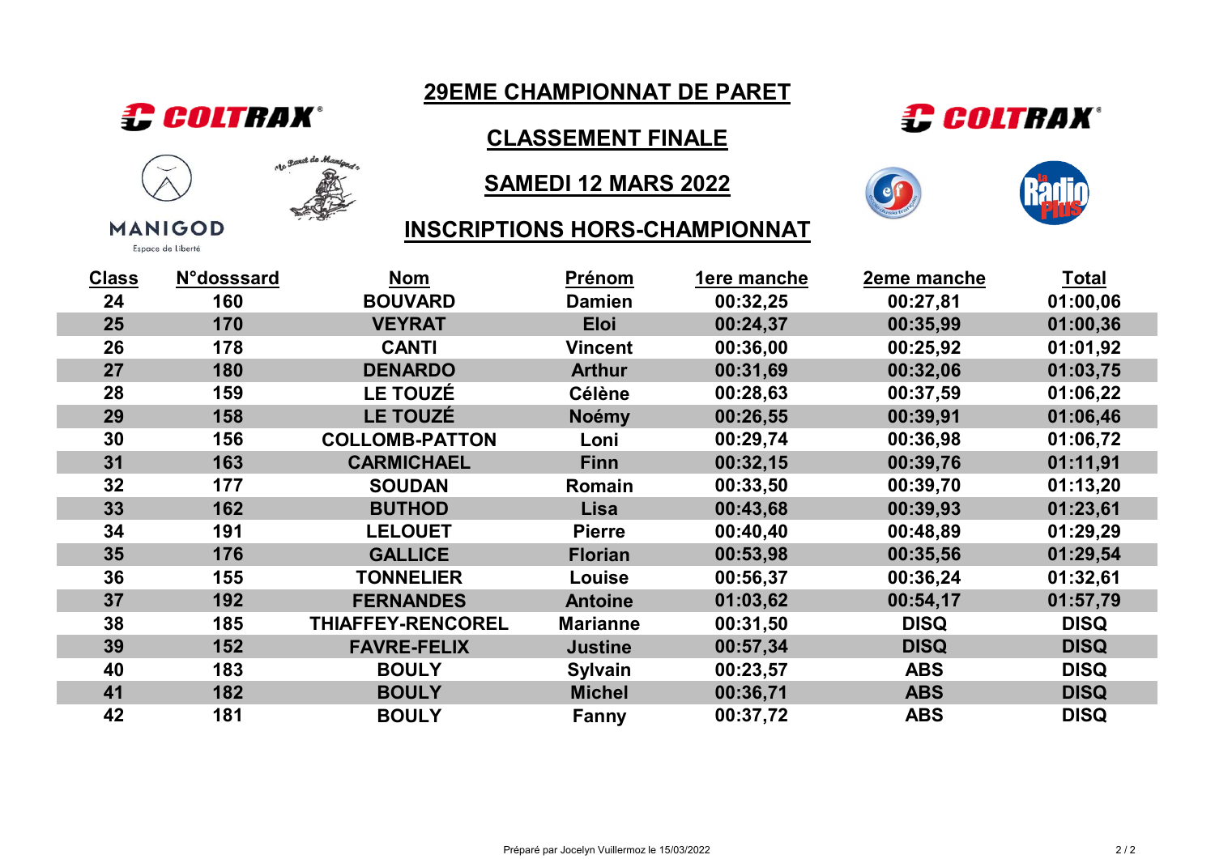# 29EME CHAMPIONNAT DE PARET

## CLASSEMENT FINALE

## SAMEDI 12 MARS 2022

## INSCRIPTIONS HORS-CHAMPIONNAT

| Class | N°dosssard | Nom | Prénom | 1ere manche | 2eme manche | Total |
|---|---|---|---|---|---|---|
| 24 | 160 | BOUVARD | Damien | 00:32,25 | 00:27,81 | 01:00,06 |
| 25 | 170 | VEYRAT | Eloi | 00:24,37 | 00:35,99 | 01:00,36 |
| 26 | 178 | CANTI | Vincent | 00:36,00 | 00:25,92 | 01:01,92 |
| 27 | 180 | DENARDO | Arthur | 00:31,69 | 00:32,06 | 01:03,75 |
| 28 | 159 | LE TOUZÉ | Célène | 00:28,63 | 00:37,59 | 01:06,22 |
| 29 | 158 | LE TOUZÉ | Noémy | 00:26,55 | 00:39,91 | 01:06,46 |
| 30 | 156 | COLLOMB-PATTON | Loni | 00:29,74 | 00:36,98 | 01:06,72 |
| 31 | 163 | CARMICHAEL | Finn | 00:32,15 | 00:39,76 | 01:11,91 |
| 32 | 177 | SOUDAN | Romain | 00:33,50 | 00:39,70 | 01:13,20 |
| 33 | 162 | BUTHOD | Lisa | 00:43,68 | 00:39,93 | 01:23,61 |
| 34 | 191 | LELOUET | Pierre | 00:40,40 | 00:48,89 | 01:29,29 |
| 35 | 176 | GALLICE | Florian | 00:53,98 | 00:35,56 | 01:29,54 |
| 36 | 155 | TONNELIER | Louise | 00:56,37 | 00:36,24 | 01:32,61 |
| 37 | 192 | FERNANDES | Antoine | 01:03,62 | 00:54,17 | 01:57,79 |
| 38 | 185 | THIAFFEY-RENCOREL | Marianne | 00:31,50 | DISQ | DISQ |
| 39 | 152 | FAVRE-FELIX | Justine | 00:57,34 | DISQ | DISQ |
| 40 | 183 | BOULY | Sylvain | 00:23,57 | ABS | DISQ |
| 41 | 182 | BOULY | Michel | 00:36,71 | ABS | DISQ |
| 42 | 181 | BOULY | Fanny | 00:37,72 | ABS | DISQ |

Préparé par Jocelyn Vuillermoz le 15/03/2022